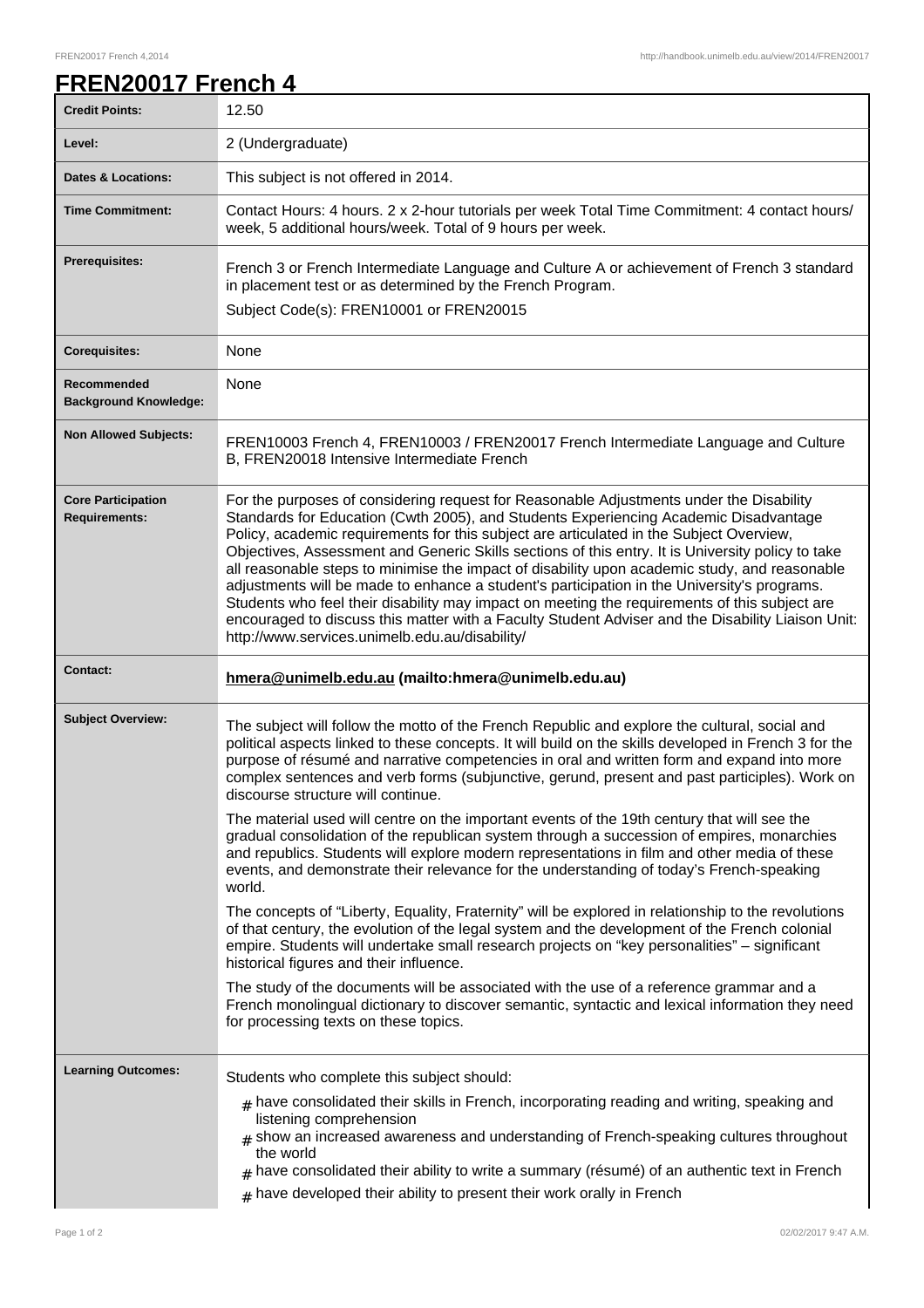# FREN20017 French 4

| | |
|---|---|
| **Credit Points:** | 12.50 |
| **Level:** | 2 (Undergraduate) |
| **Dates & Locations:** | This subject is not offered in 2014. |
| **Time Commitment:** | Contact Hours: 4 hours. 2 x 2-hour tutorials per week Total Time Commitment: 4 contact hours/ week, 5 additional hours/week. Total of 9 hours per week. |
| **Prerequisites:** | French 3 or French Intermediate Language and Culture A or achievement of French 3 standard in placement test or as determined by the French Program.<br>Subject Code(s): FREN10001 or FREN20015 |
| **Corequisites:** | None |
| **Recommended Background Knowledge:** | None |
| **Non Allowed Subjects:** | FREN10003 French 4, FREN10003 / FREN20017 French Intermediate Language and Culture B, FREN20018 Intensive Intermediate French |
| **Core Participation Requirements:** | For the purposes of considering request for Reasonable Adjustments under the Disability Standards for Education (Cwth 2005), and Students Experiencing Academic Disadvantage Policy, academic requirements for this subject are articulated in the Subject Overview, Objectives, Assessment and Generic Skills sections of this entry. It is University policy to take all reasonable steps to minimise the impact of disability upon academic study, and reasonable adjustments will be made to enhance a student's participation in the University's programs. Students who feel their disability may impact on meeting the requirements of this subject are encouraged to discuss this matter with a Faculty Student Adviser and the Disability Liaison Unit: http://www.services.unimelb.edu.au/disability/ |
| **Contact:** | **hmera@unimelb.edu.au (mailto:hmera@unimelb.edu.au)** |
| **Subject Overview:** | The subject will follow the motto of the French Republic and explore the cultural, social and political aspects linked to these concepts. It will build on the skills developed in French 3 for the purpose of résumé and narrative competencies in oral and written form and expand into more complex sentences and verb forms (subjunctive, gerund, present and past participles). Work on discourse structure will continue.<br><br>The material used will centre on the important events of the 19th century that will see the gradual consolidation of the republican system through a succession of empires, monarchies and republics. Students will explore modern representations in film and other media of these events, and demonstrate their relevance for the understanding of today's French-speaking world.<br><br>The concepts of "Liberty, Equality, Fraternity" will be explored in relationship to the revolutions of that century, the evolution of the legal system and the development of the French colonial empire. Students will undertake small research projects on "key personalities" – significant historical figures and their influence.<br><br>The study of the documents will be associated with the use of a reference grammar and a French monolingual dictionary to discover semantic, syntactic and lexical information they need for processing texts on these topics. |
| **Learning Outcomes:** | Students who complete this subject should:<br># have consolidated their skills in French, incorporating reading and writing, speaking and listening comprehension<br># show an increased awareness and understanding of French-speaking cultures throughout the world<br># have consolidated their ability to write a summary (résumé) of an authentic text in French<br># have developed their ability to present their work orally in French |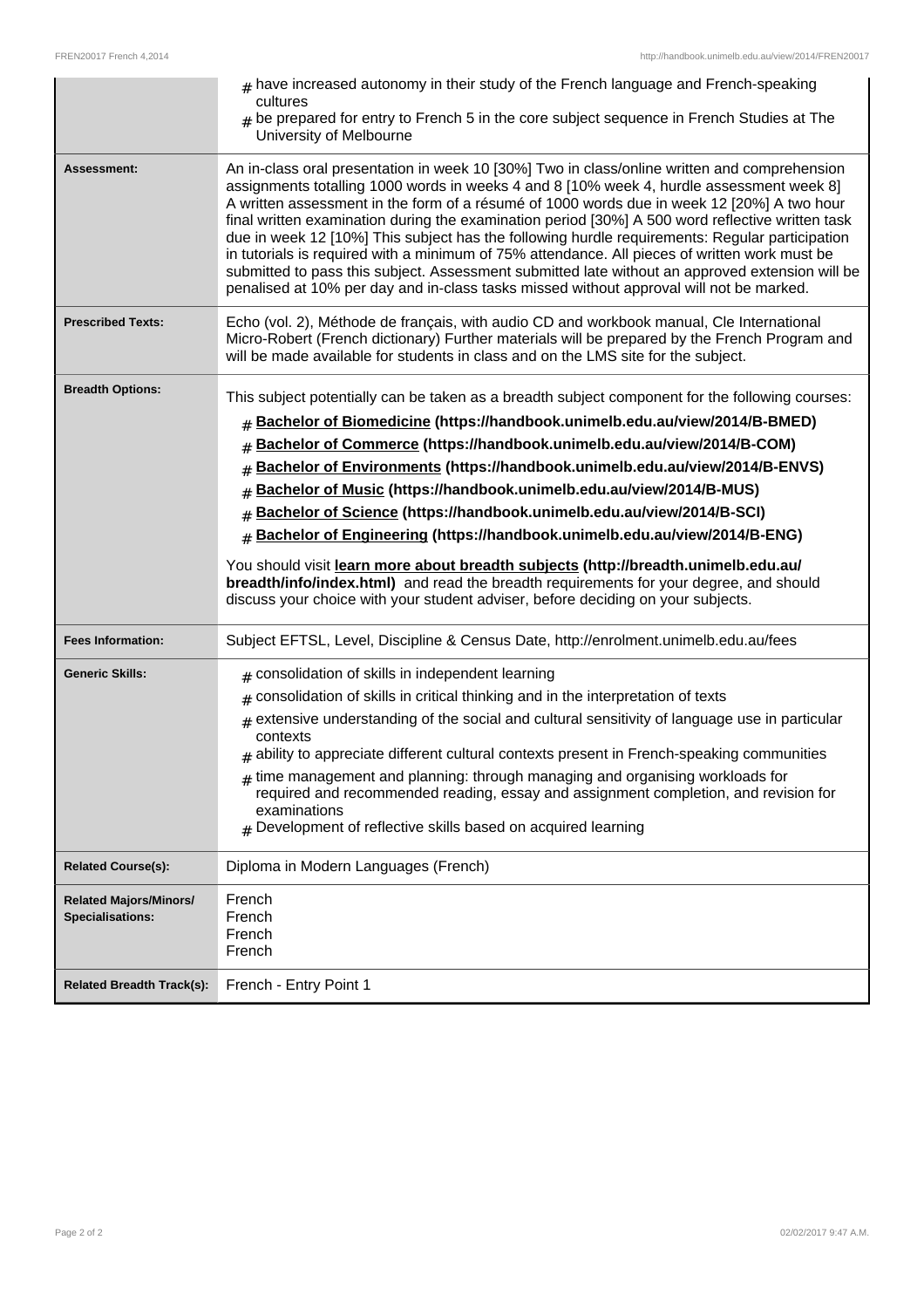| | |
|---|---|
| | # have increased autonomy in their study of the French language and French-speaking cultures<br># be prepared for entry to French 5 in the core subject sequence in French Studies at The University of Melbourne |
| **Assessment:** | An in-class oral presentation in week 10 [30%] Two in class/online written and comprehension assignments totalling 1000 words in weeks 4 and 8 [10% week 4, hurdle assessment week 8] A written assessment in the form of a résumé of 1000 words due in week 12 [20%] A two hour final written examination during the examination period [30%] A 500 word reflective written task due in week 12 [10%] This subject has the following hurdle requirements: Regular participation in tutorials is required with a minimum of 75% attendance. All pieces of written work must be submitted to pass this subject. Assessment submitted late without an approved extension will be penalised at 10% per day and in-class tasks missed without approval will not be marked. |
| **Prescribed Texts:** | Echo (vol. 2), Méthode de français, with audio CD and workbook manual, Cle International Micro-Robert (French dictionary) Further materials will be prepared by the French Program and will be made available for students in class and on the LMS site for the subject. |
| **Breadth Options:** | This subject potentially can be taken as a breadth subject component for the following courses:<br># **Bachelor of Biomedicine (https://handbook.unimelb.edu.au/view/2014/B-BMED)**<br># **Bachelor of Commerce (https://handbook.unimelb.edu.au/view/2014/B-COM)**<br># **Bachelor of Environments (https://handbook.unimelb.edu.au/view/2014/B-ENVS)**<br># **Bachelor of Music (https://handbook.unimelb.edu.au/view/2014/B-MUS)**<br># **Bachelor of Science (https://handbook.unimelb.edu.au/view/2014/B-SCI)**<br># **Bachelor of Engineering (https://handbook.unimelb.edu.au/view/2014/B-ENG)**<br>You should visit **learn more about breadth subjects (http://breadth.unimelb.edu.au/breadth/info/index.html)** and read the breadth requirements for your degree, and should discuss your choice with your student adviser, before deciding on your subjects. |
| **Fees Information:** | Subject EFTSL, Level, Discipline & Census Date, http://enrolment.unimelb.edu.au/fees |
| **Generic Skills:** | # consolidation of skills in independent learning<br># consolidation of skills in critical thinking and in the interpretation of texts<br># extensive understanding of the social and cultural sensitivity of language use in particular contexts<br># ability to appreciate different cultural contexts present in French-speaking communities<br># time management and planning: through managing and organising workloads for required and recommended reading, essay and assignment completion, and revision for examinations<br># Development of reflective skills based on acquired learning |
| **Related Course(s):** | Diploma in Modern Languages (French) |
| **Related Majors/Minors/ Specialisations:** | French<br>French<br>French<br>French |
| **Related Breadth Track(s):** | French - Entry Point 1 |